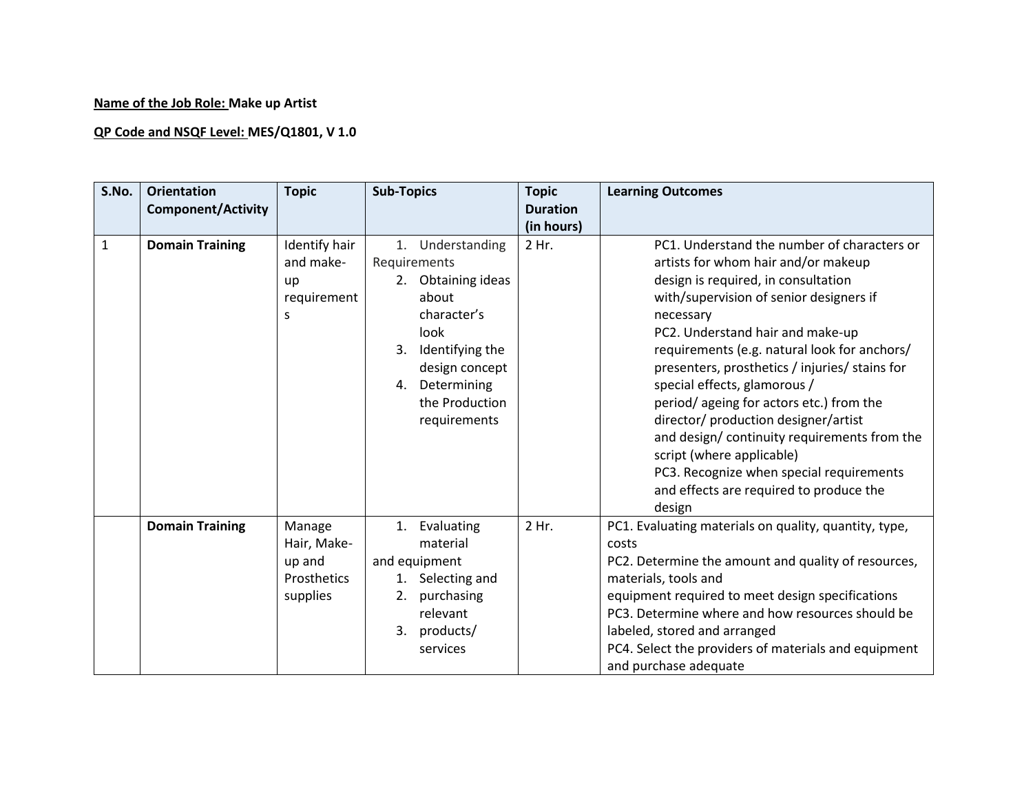**Name of the Job Role:** **Make up Artist**

**QP Code and NSQF Level:** **MES/Q1801, V 1.0**

| S.No. | Orientation Component/Activity | Topic | Sub-Topics | Topic Duration (in hours) | Learning Outcomes |
|---|---|---|---|---|---|
| 1 | **Domain Training** | Identify hair and make-up requirements | 1. Understanding Requirements<br>2. Obtaining ideas about character's look<br>3. Identifying the design concept<br>4. Determining the Production requirements | 2 Hr. | PC1. Understand the number of characters or artists for whom hair and/or makeup design is required, in consultation with/supervision of senior designers if necessary<br>PC2. Understand hair and make-up requirements (e.g. natural look for anchors/ presenters, prosthetics / injuries/ stains for special effects, glamorous / period/ ageing for actors etc.) from the director/ production designer/artist and design/ continuity requirements from the script (where applicable)<br>PC3. Recognize when special requirements and effects are required to produce the design |
| | **Domain Training** | Manage Hair, Make-up and Prosthetics supplies | 1. Evaluating material and equipment<br>1. Selecting and<br>2. purchasing relevant<br>3. products/ services | 2 Hr. | PC1. Evaluating materials on quality, quantity, type, costs<br>PC2. Determine the amount and quality of resources, materials, tools and equipment required to meet design specifications<br>PC3. Determine where and how resources should be labeled, stored and arranged<br>PC4. Select the providers of materials and equipment and purchase adequate |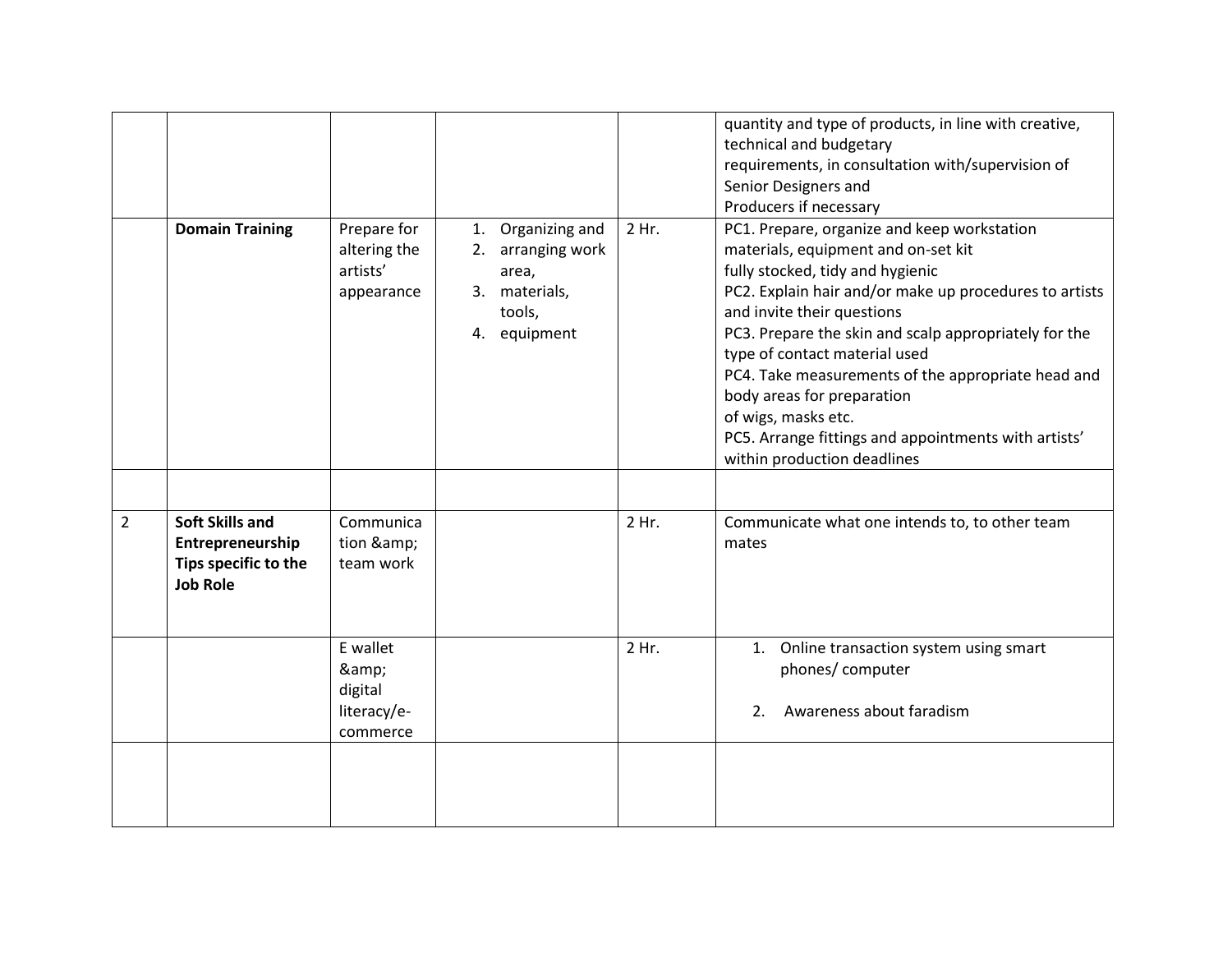|  |  |  |  |  |  |
|---|---|---|---|---|---|
|  |  |  |  |  | quantity and type of products, in line with creative, technical and budgetary requirements, in consultation with/supervision of Senior Designers and Producers if necessary |
|  | **Domain Training** | Prepare for altering the artists' appearance | 1. Organizing and 2. arranging work area, 3. materials, tools, 4. equipment | 2 Hr. | PC1. Prepare, organize and keep workstation materials, equipment and on-set kit fully stocked, tidy and hygienic PC2. Explain hair and/or make up procedures to artists and invite their questions PC3. Prepare the skin and scalp appropriately for the type of contact material used PC4. Take measurements of the appropriate head and body areas for preparation of wigs, masks etc. PC5. Arrange fittings and appointments with artists' within production deadlines |
|  |  |  |  |  |  |
| 2 | **Soft Skills and Entrepreneurship Tips specific to the Job Role** | Communication &amp; team work |  | 2 Hr. | Communicate what one intends to, to other team mates |
|  |  | E wallet &amp; digital literacy/e-commerce |  | 2 Hr. | 1. Online transaction system using smart phones/ computer 2. Awareness about faradism |
|  |  |  |  |  |  |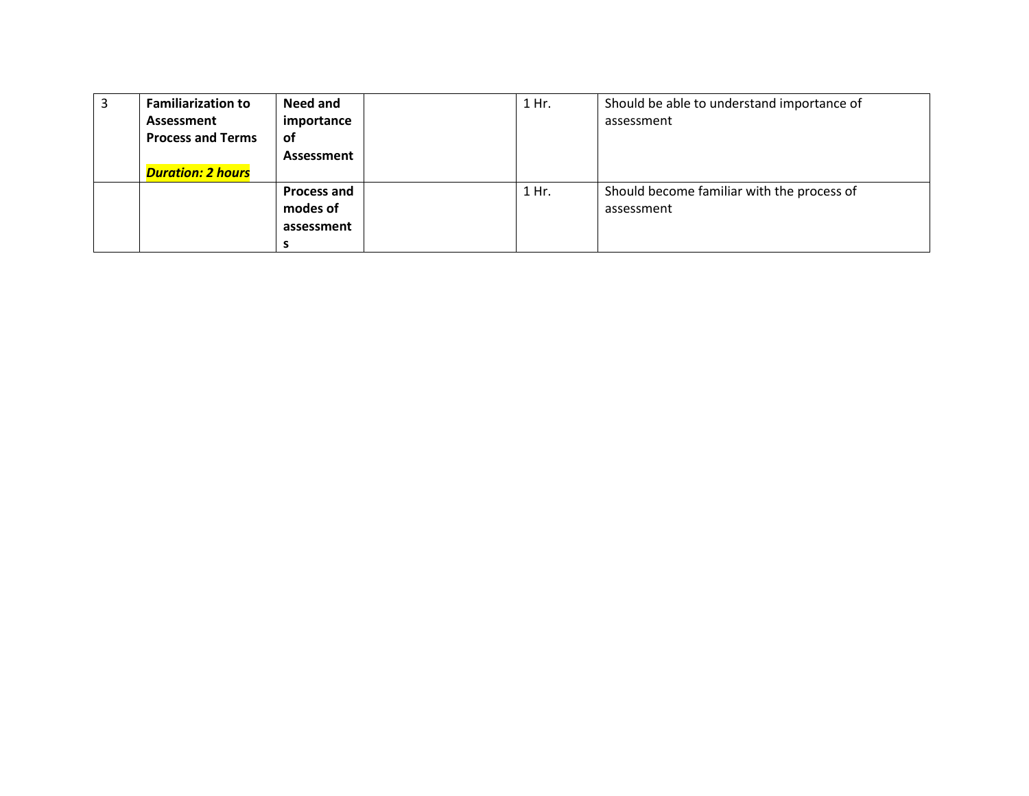| | | | | | |
|---|---|---|---|---|---|
| 3 | **Familiarization to Assessment Process and Terms**<br><br>***Duration: 2 hours*** | **Need and importance of Assessment** | | 1 Hr. | Should be able to understand importance of assessment |
| | | **Process and modes of assessments** | | 1 Hr. | Should become familiar with the process of assessment |